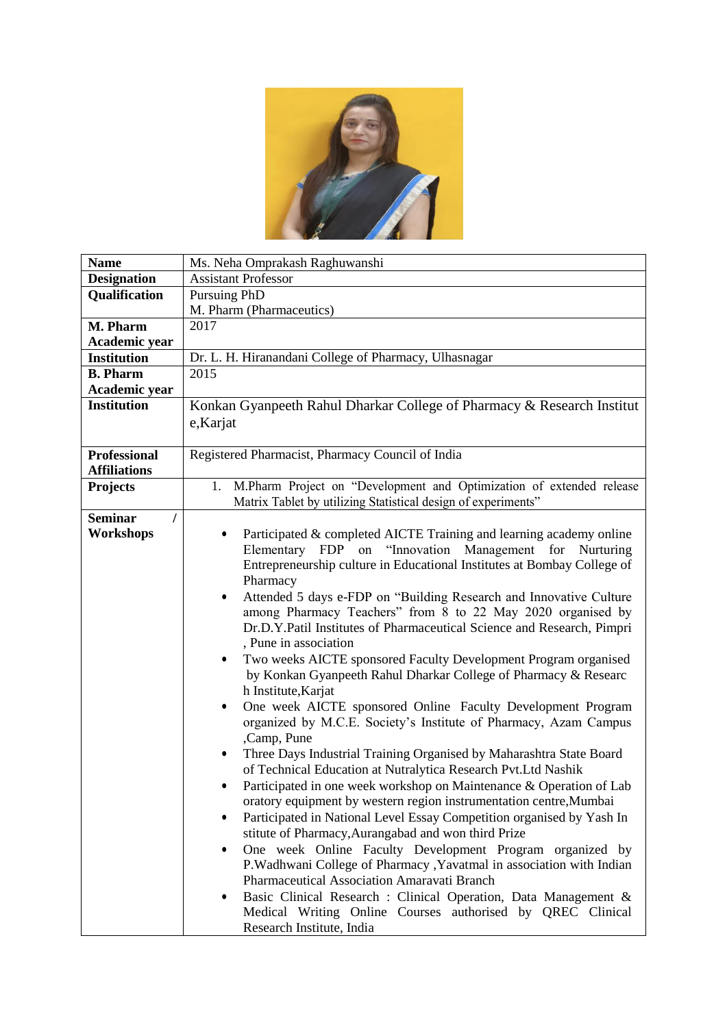| **Name** | Ms. Neha Omprakash Raghuwanshi |
|---|---|
| **Designation** | Assistant Professor |
| **Qualification** | Pursuing PhD<br>M. Pharm (Pharmaceutics) |
| **M. Pharm Academic year** | 2017 |
| **Institution** | Dr. L. H. Hiranandani College of Pharmacy, Ulhasnagar |
| **B. Pharm Academic year** | 2015 |
| **Institution** | Konkan Gyanpeeth Rahul Dharkar College of Pharmacy & Research Institute,Karjat |
| **Professional Affiliations** | Registered Pharmacist, Pharmacy Council of India |
| **Projects** | 1. M.Pharm Project on "Development and Optimization of extended release Matrix Tablet by utilizing Statistical design of experiments" |
| **Seminar / Workshops** | • Participated & completed AICTE Training and learning academy online Elementary FDP on "Innovation Management for Nurturing Entrepreneurship culture in Educational Institutes at Bombay College of Pharmacy<br>• Attended 5 days e-FDP on "Building Research and Innovative Culture among Pharmacy Teachers" from 8 to 22 May 2020 organised by Dr.D.Y.Patil Institutes of Pharmaceutical Science and Research, Pimpri , Pune in association<br>• Two weeks AICTE sponsored Faculty Development Program organised by Konkan Gyanpeeth Rahul Dharkar College of Pharmacy & Research Institute,Karjat<br>• One week AICTE sponsored Online Faculty Development Program organized by M.C.E. Society's Institute of Pharmacy, Azam Campus ,Camp, Pune<br>• Three Days Industrial Training Organised by Maharashtra State Board of Technical Education at Nutralytica Research Pvt.Ltd Nashik<br>• Participated in one week workshop on Maintenance & Operation of Laboratory equipment by western region instrumentation centre,Mumbai<br>• Participated in National Level Essay Competition organised by Yash Institute of Pharmacy,Aurangabad and won third Prize<br>• One week Online Faculty Development Program organized by P.Wadhwani College of Pharmacy ,Yavatmal in association with Indian Pharmaceutical Association Amaravati Branch<br>• Basic Clinical Research : Clinical Operation, Data Management & Medical Writing Online Courses authorised by QREC Clinical Research Institute, India |